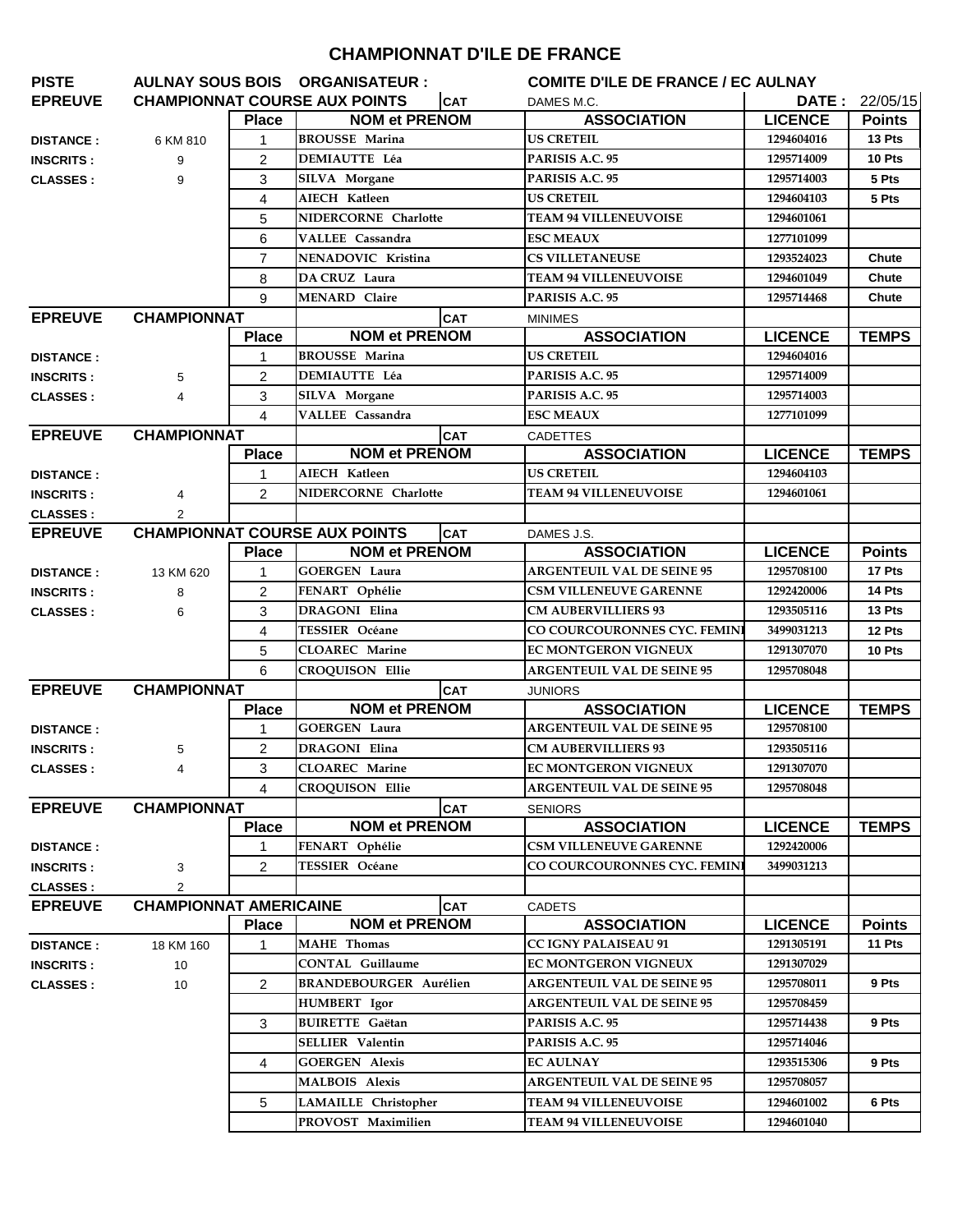# CHAMPIONNAT D'ILE DE FRANCE

| PISTE | AULNAY SOUS BOIS | ORGANISATEUR : | | COMITE D'ILE DE FRANCE / EC AULNAY | | |
|---|---|---|---|---|---|---|
| **EPREUVE** | **CHAMPIONNAT COURSE AUX POINTS** | | **CAT** | DAMES M.C. | **DATE :** | 22/05/15 |
| | | **Place** | **NOM et PRENOM** | **ASSOCIATION** | **LICENCE** | **Points** |
| **DISTANCE :** | 6 KM 810 | 1 | BROUSSE Marina | US CRETEIL | 1294604016 | 13 Pts |
| **INSCRITS :** | 9 | 2 | DEMIAUTTE Léa | PARISIS A.C. 95 | 1295714009 | 10 Pts |
| **CLASSES :** | 9 | 3 | SILVA Morgane | PARISIS A.C. 95 | 1295714003 | 5 Pts |
| | | 4 | AIECH Katleen | US CRETEIL | 1294604103 | 5 Pts |
| | | 5 | NIDERCORNE Charlotte | TEAM 94 VILLENEUVOISE | 1294601061 | |
| | | 6 | VALLEE Cassandra | ESC MEAUX | 1277101099 | |
| | | 7 | NENADOVIC Kristina | CS VILLETANEUSE | 1293524023 | Chute |
| | | 8 | DA CRUZ Laura | TEAM 94 VILLENEUVOISE | 1294601049 | Chute |
| | | 9 | MENARD Claire | PARISIS A.C. 95 | 1295714468 | Chute |

| **EPREUVE** | **CHAMPIONNAT** | | **CAT** | MINIMES | | |
|---|---|---|---|---|---|---|
| | | **Place** | **NOM et PRENOM** | **ASSOCIATION** | **LICENCE** | **TEMPS** |
| **DISTANCE :** | | 1 | BROUSSE Marina | US CRETEIL | 1294604016 | |
| **INSCRITS :** | 5 | 2 | DEMIAUTTE Léa | PARISIS A.C. 95 | 1295714009 | |
| **CLASSES :** | 4 | 3 | SILVA Morgane | PARISIS A.C. 95 | 1295714003 | |
| | | 4 | VALLEE Cassandra | ESC MEAUX | 1277101099 | |

| **EPREUVE** | **CHAMPIONNAT** | | **CAT** | CADETTES | | |
|---|---|---|---|---|---|---|
| | | **Place** | **NOM et PRENOM** | **ASSOCIATION** | **LICENCE** | **TEMPS** |
| **DISTANCE :** | | 1 | AIECH Katleen | US CRETEIL | 1294604103 | |
| **INSCRITS :** | 4 | 2 | NIDERCORNE Charlotte | TEAM 94 VILLENEUVOISE | 1294601061 | |
| **CLASSES :** | 2 | | | | | |

| **EPREUVE** | **CHAMPIONNAT COURSE AUX POINTS** | | **CAT** | DAMES J.S. | | |
|---|---|---|---|---|---|---|
| | | **Place** | **NOM et PRENOM** | **ASSOCIATION** | **LICENCE** | **Points** |
| **DISTANCE :** | 13 KM 620 | 1 | GOERGEN Laura | ARGENTEUIL VAL DE SEINE 95 | 1295708100 | 17 Pts |
| **INSCRITS :** | 8 | 2 | FENART Ophélie | CSM VILLENEUVE GARENNE | 1292420006 | 14 Pts |
| **CLASSES :** | 6 | 3 | DRAGONI Elina | CM AUBERVILLIERS 93 | 1293505116 | 13 Pts |
| | | 4 | TESSIER Océane | CO COURCOURONNES CYC. FEMINI | 3499031213 | 12 Pts |
| | | 5 | CLOAREC Marine | EC MONTGERON VIGNEUX | 1291307070 | 10 Pts |
| | | 6 | CROQUISON Ellie | ARGENTEUIL VAL DE SEINE 95 | 1295708048 | |

| **EPREUVE** | **CHAMPIONNAT** | | **CAT** | JUNIORS | | |
|---|---|---|---|---|---|---|
| | | **Place** | **NOM et PRENOM** | **ASSOCIATION** | **LICENCE** | **TEMPS** |
| **DISTANCE :** | | 1 | GOERGEN Laura | ARGENTEUIL VAL DE SEINE 95 | 1295708100 | |
| **INSCRITS :** | 5 | 2 | DRAGONI Elina | CM AUBERVILLIERS 93 | 1293505116 | |
| **CLASSES :** | 4 | 3 | CLOAREC Marine | EC MONTGERON VIGNEUX | 1291307070 | |
| | | 4 | CROQUISON Ellie | ARGENTEUIL VAL DE SEINE 95 | 1295708048 | |

| **EPREUVE** | **CHAMPIONNAT** | | **CAT** | SENIORS | | |
|---|---|---|---|---|---|---|
| | | **Place** | **NOM et PRENOM** | **ASSOCIATION** | **LICENCE** | **TEMPS** |
| **DISTANCE :** | | 1 | FENART Ophélie | CSM VILLENEUVE GARENNE | 1292420006 | |
| **INSCRITS :** | 3 | 2 | TESSIER Océane | CO COURCOURONNES CYC. FEMINI | 3499031213 | |
| **CLASSES :** | 2 | | | | | |

| **EPREUVE** | **CHAMPIONNAT AMERICAINE** | | **CAT** | CADETS | | |
|---|---|---|---|---|---|---|
| | | **Place** | **NOM et PRENOM** | **ASSOCIATION** | **LICENCE** | **Points** |
| **DISTANCE :** | 18 KM 160 | 1 | MAHE Thomas | CC IGNY PALAISEAU 91 | 1291305191 | 11 Pts |
| **INSCRITS :** | 10 | | CONTAL Guillaume | EC MONTGERON VIGNEUX | 1291307029 | |
| **CLASSES :** | 10 | 2 | BRANDEBOURGER Aurélien | ARGENTEUIL VAL DE SEINE 95 | 1295708011 | 9 Pts |
| | | | HUMBERT Igor | ARGENTEUIL VAL DE SEINE 95 | 1295708459 | |
| | | 3 | BUIRETTE Gaëtan | PARISIS A.C. 95 | 1295714438 | 9 Pts |
| | | | SELLIER Valentin | PARISIS A.C. 95 | 1295714046 | |
| | | 4 | GOERGEN Alexis | EC AULNAY | 1293515306 | 9 Pts |
| | | | MALBOIS Alexis | ARGENTEUIL VAL DE SEINE 95 | 1295708057 | |
| | | 5 | LAMAILLE Christopher | TEAM 94 VILLENEUVOISE | 1294601002 | 6 Pts |
| | | | PROVOST Maximilien | TEAM 94 VILLENEUVOISE | 1294601040 | |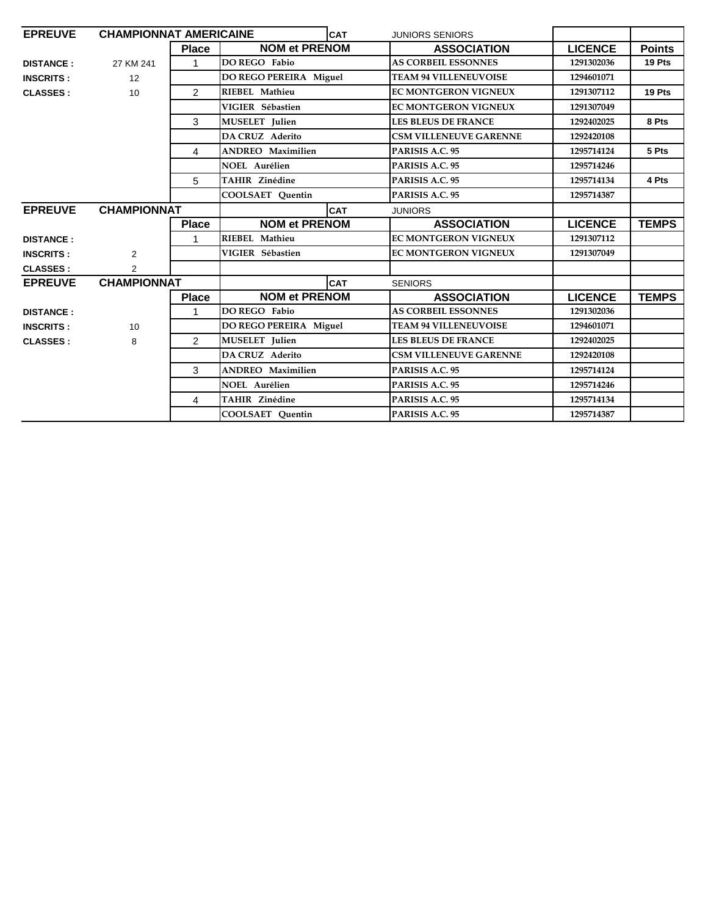| EPREUVE | CHAMPIONNAT AMERICAINE | | CAT | JUNIORS SENIORS | | |
|---|---|---|---|---|---|---|
| | | Place | NOM et PRENOM | ASSOCIATION | LICENCE | Points |
| DISTANCE : | 27 KM 241 | 1 | DO REGO Fabio | AS CORBEIL ESSONNES | 1291302036 | 19 Pts |
| INSCRITS : | 12 | | DO REGO PEREIRA Miguel | TEAM 94 VILLENEUVOISE | 1294601071 | |
| CLASSES : | 10 | 2 | RIEBEL Mathieu | EC MONTGERON VIGNEUX | 1291307112 | 19 Pts |
| | | | VIGIER Sébastien | EC MONTGERON VIGNEUX | 1291307049 | |
| | | 3 | MUSELET Julien | LES BLEUS DE FRANCE | 1292402025 | 8 Pts |
| | | | DA CRUZ Aderito | CSM VILLENEUVE GARENNE | 1292420108 | |
| | | 4 | ANDREO Maximilien | PARISIS A.C. 95 | 1295714124 | 5 Pts |
| | | | NOEL Aurélien | PARISIS A.C. 95 | 1295714246 | |
| | | 5 | TAHIR Zinédine | PARISIS A.C. 95 | 1295714134 | 4 Pts |
| | | | COOLSAET Quentin | PARISIS A.C. 95 | 1295714387 | |

| EPREUVE | CHAMPIONNAT | | CAT | JUNIORS | | |
|---|---|---|---|---|---|---|
| | | Place | NOM et PRENOM | ASSOCIATION | LICENCE | TEMPS |
| DISTANCE : | | 1 | RIEBEL Mathieu | EC MONTGERON VIGNEUX | 1291307112 | |
| INSCRITS : | 2 | | VIGIER Sébastien | EC MONTGERON VIGNEUX | 1291307049 | |
| CLASSES : | 2 | | | | | |

| EPREUVE | CHAMPIONNAT | | CAT | SENIORS | | |
|---|---|---|---|---|---|---|
| | | Place | NOM et PRENOM | ASSOCIATION | LICENCE | TEMPS |
| DISTANCE : | | 1 | DO REGO Fabio | AS CORBEIL ESSONNES | 1291302036 | |
| INSCRITS : | 10 | | DO REGO PEREIRA Miguel | TEAM 94 VILLENEUVOISE | 1294601071 | |
| CLASSES : | 8 | 2 | MUSELET Julien | LES BLEUS DE FRANCE | 1292402025 | |
| | | | DA CRUZ Aderito | CSM VILLENEUVE GARENNE | 1292420108 | |
| | | 3 | ANDREO Maximilien | PARISIS A.C. 95 | 1295714124 | |
| | | | NOEL Aurélien | PARISIS A.C. 95 | 1295714246 | |
| | | 4 | TAHIR Zinédine | PARISIS A.C. 95 | 1295714134 | |
| | | | COOLSAET Quentin | PARISIS A.C. 95 | 1295714387 | |